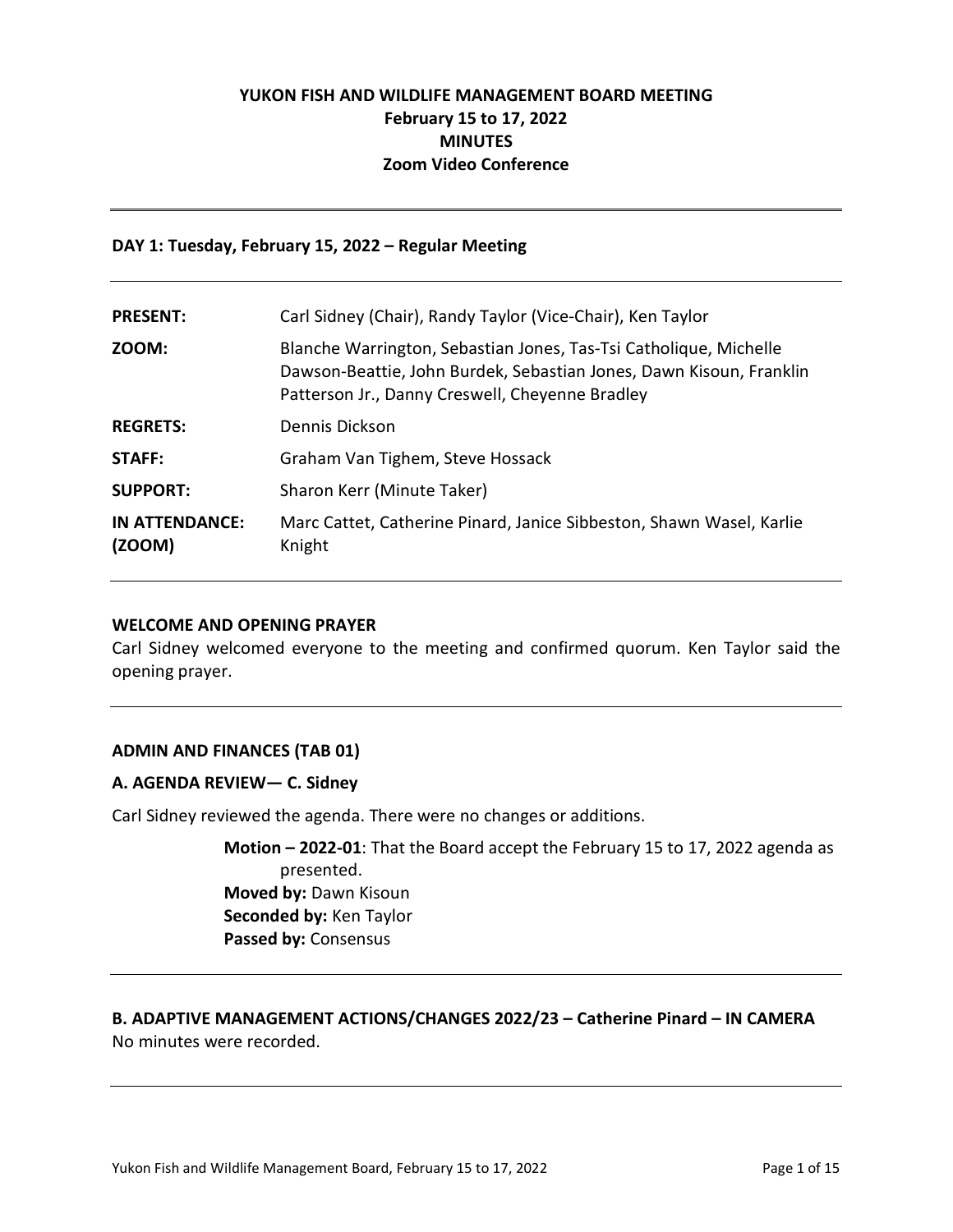# YUKON FISH AND WILDLIFE MANAGEMENT BOARD MEETING
**February 15 to 17, 2022**
**MINUTES**
**Zoom Video Conference**

---

## DAY 1: Tuesday, February 15, 2022 – Regular Meeting

| | |
|---|---|
| **PRESENT:** | Carl Sidney (Chair), Randy Taylor (Vice-Chair), Ken Taylor |
| **ZOOM:** | Blanche Warrington, Sebastian Jones, Tas-Tsi Catholique, Michelle Dawson-Beattie, John Burdek, Sebastian Jones, Dawn Kisoun, Franklin Patterson Jr., Danny Creswell, Cheyenne Bradley |
| **REGRETS:** | Dennis Dickson |
| **STAFF:** | Graham Van Tighem, Steve Hossack |
| **SUPPORT:** | Sharon Kerr (Minute Taker) |
| **IN ATTENDANCE: (ZOOM)** | Marc Cattet, Catherine Pinard, Janice Sibbeston, Shawn Wasel, Karlie Knight |

---

### WELCOME AND OPENING PRAYER

Carl Sidney welcomed everyone to the meeting and confirmed quorum. Ken Taylor said the opening prayer.

---

### ADMIN AND FINANCES (TAB 01)

#### A. AGENDA REVIEW— C. Sidney

Carl Sidney reviewed the agenda. There were no changes or additions.

> **Motion – 2022-01**: That the Board accept the February 15 to 17, 2022 agenda as presented.
> **Moved by:** Dawn Kisoun
> **Seconded by:** Ken Taylor
> **Passed by:** Consensus

---

#### B. ADAPTIVE MANAGEMENT ACTIONS/CHANGES 2022/23 – Catherine Pinard – IN CAMERA

No minutes were recorded.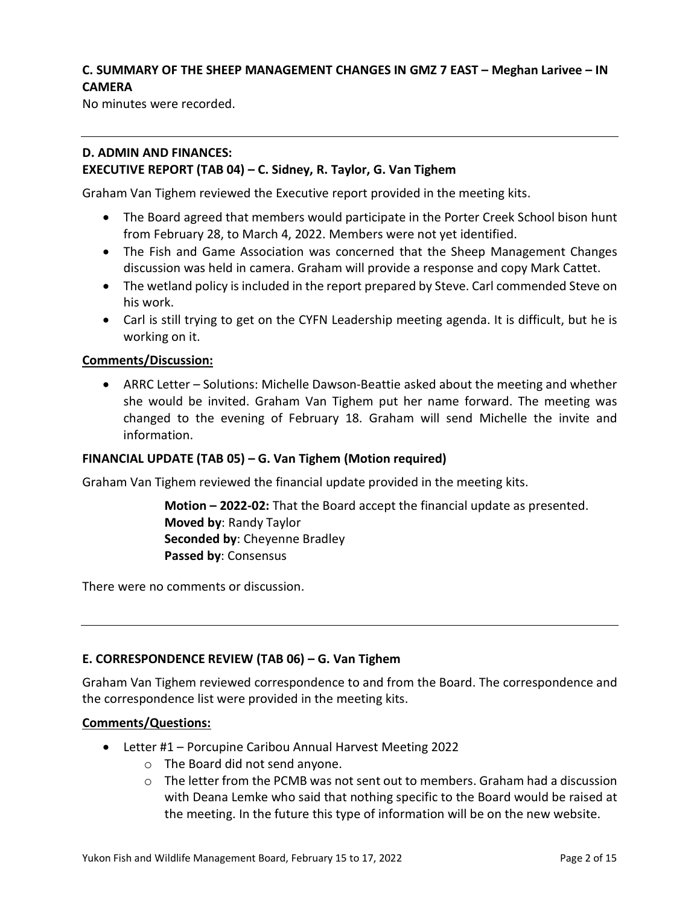### C. SUMMARY OF THE SHEEP MANAGEMENT CHANGES IN GMZ 7 EAST – Meghan Larivee – IN CAMERA

No minutes were recorded.

---

### D. ADMIN AND FINANCES:

### EXECUTIVE REPORT (TAB 04) – C. Sidney, R. Taylor, G. Van Tighem

Graham Van Tighem reviewed the Executive report provided in the meeting kits.

- The Board agreed that members would participate in the Porter Creek School bison hunt from February 28, to March 4, 2022. Members were not yet identified.
- The Fish and Game Association was concerned that the Sheep Management Changes discussion was held in camera. Graham will provide a response and copy Mark Cattet.
- The wetland policy is included in the report prepared by Steve. Carl commended Steve on his work.
- Carl is still trying to get on the CYFN Leadership meeting agenda. It is difficult, but he is working on it.

**Comments/Discussion:**

- ARRC Letter – Solutions: Michelle Dawson-Beattie asked about the meeting and whether she would be invited. Graham Van Tighem put her name forward. The meeting was changed to the evening of February 18. Graham will send Michelle the invite and information.

### FINANCIAL UPDATE (TAB 05) – G. Van Tighem (Motion required)

Graham Van Tighem reviewed the financial update provided in the meeting kits.

> **Motion – 2022-02:** That the Board accept the financial update as presented.
> **Moved by**: Randy Taylor
> **Seconded by**: Cheyenne Bradley
> **Passed by**: Consensus

There were no comments or discussion.

---

### E. CORRESPONDENCE REVIEW (TAB 06) – G. Van Tighem

Graham Van Tighem reviewed correspondence to and from the Board. The correspondence and the correspondence list were provided in the meeting kits.

**Comments/Questions:**

- Letter #1 – Porcupine Caribou Annual Harvest Meeting 2022
  - The Board did not send anyone.
  - The letter from the PCMB was not sent out to members. Graham had a discussion with Deana Lemke who said that nothing specific to the Board would be raised at the meeting. In the future this type of information will be on the new website.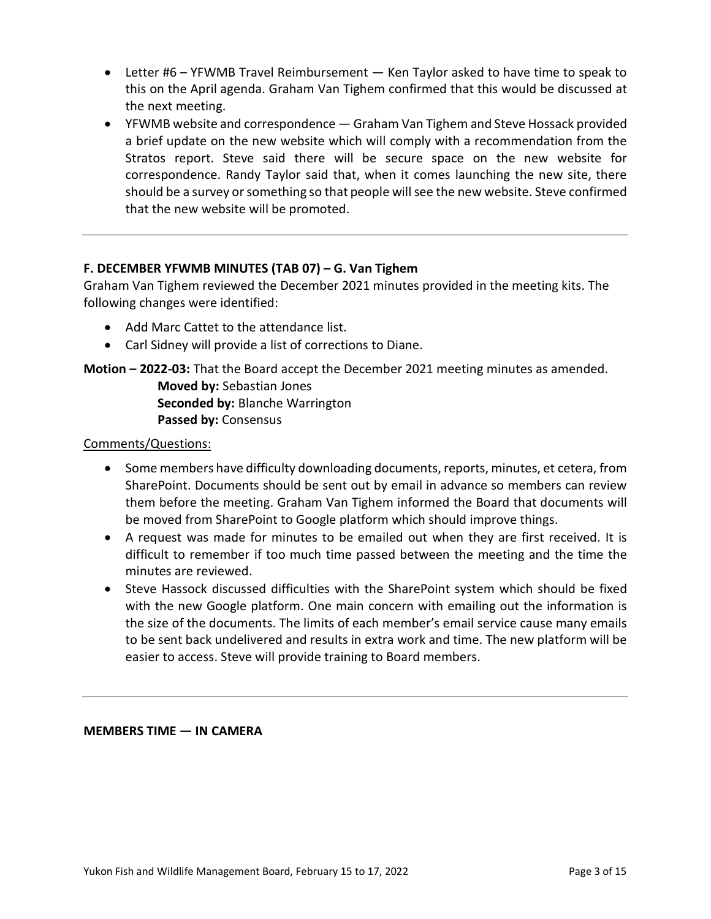- Letter #6 – YFWMB Travel Reimbursement — Ken Taylor asked to have time to speak to this on the April agenda. Graham Van Tighem confirmed that this would be discussed at the next meeting.
- YFWMB website and correspondence — Graham Van Tighem and Steve Hossack provided a brief update on the new website which will comply with a recommendation from the Stratos report. Steve said there will be secure space on the new website for correspondence. Randy Taylor said that, when it comes launching the new site, there should be a survey or something so that people will see the new website. Steve confirmed that the new website will be promoted.

---

### F. DECEMBER YFWMB MINUTES (TAB 07) – G. Van Tighem

Graham Van Tighem reviewed the December 2021 minutes provided in the meeting kits. The following changes were identified:

- Add Marc Cattet to the attendance list.
- Carl Sidney will provide a list of corrections to Diane.

**Motion – 2022-03:** That the Board accept the December 2021 meeting minutes as amended.

> **Moved by:** Sebastian Jones
> **Seconded by:** Blanche Warrington
> **Passed by:** Consensus

Comments/Questions:

- Some members have difficulty downloading documents, reports, minutes, et cetera, from SharePoint. Documents should be sent out by email in advance so members can review them before the meeting. Graham Van Tighem informed the Board that documents will be moved from SharePoint to Google platform which should improve things.
- A request was made for minutes to be emailed out when they are first received. It is difficult to remember if too much time passed between the meeting and the time the minutes are reviewed.
- Steve Hassock discussed difficulties with the SharePoint system which should be fixed with the new Google platform. One main concern with emailing out the information is the size of the documents. The limits of each member's email service cause many emails to be sent back undelivered and results in extra work and time. The new platform will be easier to access. Steve will provide training to Board members.

---

### MEMBERS TIME — IN CAMERA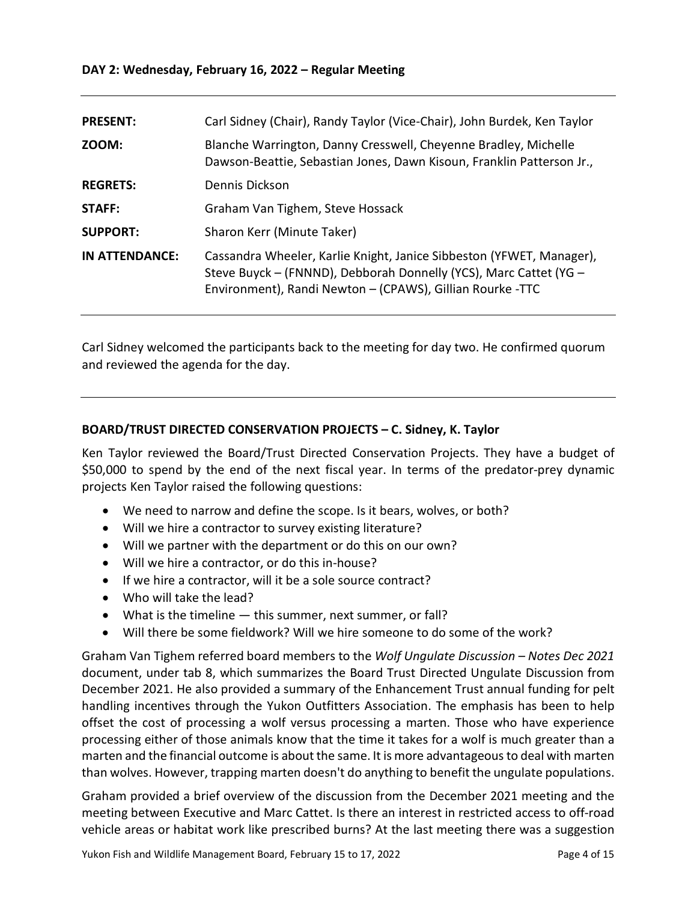**DAY 2: Wednesday, February 16, 2022 – Regular Meeting**

| | |
|---|---|
| **PRESENT:** | Carl Sidney (Chair), Randy Taylor (Vice-Chair), John Burdek, Ken Taylor |
| **ZOOM:** | Blanche Warrington, Danny Cresswell, Cheyenne Bradley, Michelle Dawson-Beattie, Sebastian Jones, Dawn Kisoun, Franklin Patterson Jr., |
| **REGRETS:** | Dennis Dickson |
| **STAFF:** | Graham Van Tighem, Steve Hossack |
| **SUPPORT:** | Sharon Kerr (Minute Taker) |
| **IN ATTENDANCE:** | Cassandra Wheeler, Karlie Knight, Janice Sibbeston (YFWET, Manager), Steve Buyck – (FNNND), Debborah Donnelly (YCS), Marc Cattet (YG – Environment), Randi Newton – (CPAWS), Gillian Rourke -TTC |

Carl Sidney welcomed the participants back to the meeting for day two. He confirmed quorum and reviewed the agenda for the day.

---

**BOARD/TRUST DIRECTED CONSERVATION PROJECTS – C. Sidney, K. Taylor**

Ken Taylor reviewed the Board/Trust Directed Conservation Projects. They have a budget of $50,000 to spend by the end of the next fiscal year. In terms of the predator-prey dynamic projects Ken Taylor raised the following questions:

- We need to narrow and define the scope. Is it bears, wolves, or both?
- Will we hire a contractor to survey existing literature?
- Will we partner with the department or do this on our own?
- Will we hire a contractor, or do this in-house?
- If we hire a contractor, will it be a sole source contract?
- Who will take the lead?
- What is the timeline — this summer, next summer, or fall?
- Will there be some fieldwork? Will we hire someone to do some of the work?

Graham Van Tighem referred board members to the *Wolf Ungulate Discussion – Notes Dec 2021* document, under tab 8, which summarizes the Board Trust Directed Ungulate Discussion from December 2021. He also provided a summary of the Enhancement Trust annual funding for pelt handling incentives through the Yukon Outfitters Association. The emphasis has been to help offset the cost of processing a wolf versus processing a marten. Those who have experience processing either of those animals know that the time it takes for a wolf is much greater than a marten and the financial outcome is about the same. It is more advantageous to deal with marten than wolves. However, trapping marten doesn't do anything to benefit the ungulate populations.

Graham provided a brief overview of the discussion from the December 2021 meeting and the meeting between Executive and Marc Cattet. Is there an interest in restricted access to off-road vehicle areas or habitat work like prescribed burns? At the last meeting there was a suggestion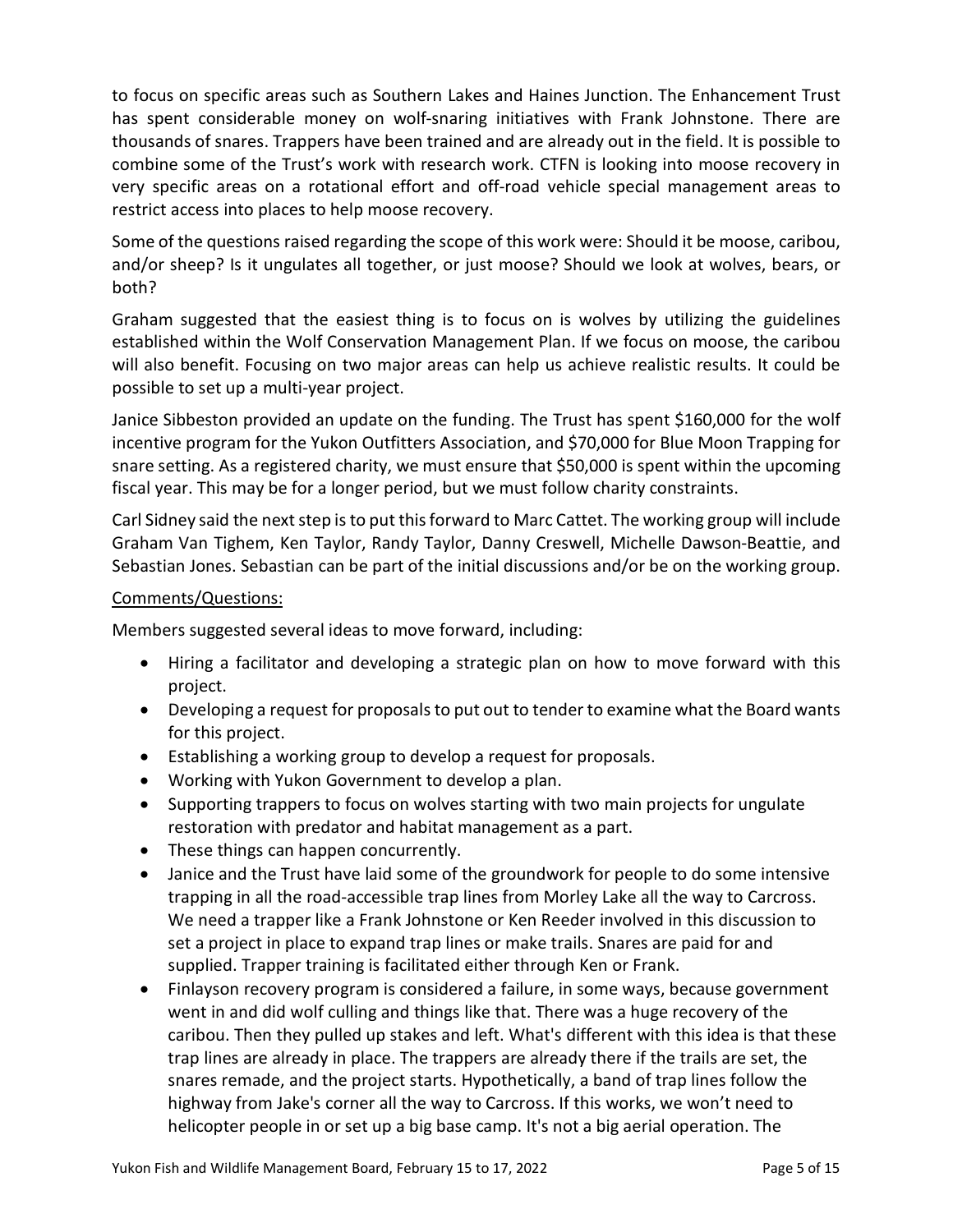to focus on specific areas such as Southern Lakes and Haines Junction. The Enhancement Trust has spent considerable money on wolf-snaring initiatives with Frank Johnstone. There are thousands of snares. Trappers have been trained and are already out in the field. It is possible to combine some of the Trust's work with research work. CTFN is looking into moose recovery in very specific areas on a rotational effort and off-road vehicle special management areas to restrict access into places to help moose recovery.

Some of the questions raised regarding the scope of this work were: Should it be moose, caribou, and/or sheep? Is it ungulates all together, or just moose? Should we look at wolves, bears, or both?

Graham suggested that the easiest thing is to focus on is wolves by utilizing the guidelines established within the Wolf Conservation Management Plan. If we focus on moose, the caribou will also benefit. Focusing on two major areas can help us achieve realistic results. It could be possible to set up a multi-year project.

Janice Sibbeston provided an update on the funding. The Trust has spent $160,000 for the wolf incentive program for the Yukon Outfitters Association, and $70,000 for Blue Moon Trapping for snare setting. As a registered charity, we must ensure that $50,000 is spent within the upcoming fiscal year. This may be for a longer period, but we must follow charity constraints.

Carl Sidney said the next step is to put this forward to Marc Cattet. The working group will include Graham Van Tighem, Ken Taylor, Randy Taylor, Danny Creswell, Michelle Dawson-Beattie, and Sebastian Jones. Sebastian can be part of the initial discussions and/or be on the working group.

Comments/Questions:

Members suggested several ideas to move forward, including:

- Hiring a facilitator and developing a strategic plan on how to move forward with this project.
- Developing a request for proposals to put out to tender to examine what the Board wants for this project.
- Establishing a working group to develop a request for proposals.
- Working with Yukon Government to develop a plan.
- Supporting trappers to focus on wolves starting with two main projects for ungulate restoration with predator and habitat management as a part.
- These things can happen concurrently.
- Janice and the Trust have laid some of the groundwork for people to do some intensive trapping in all the road-accessible trap lines from Morley Lake all the way to Carcross. We need a trapper like a Frank Johnstone or Ken Reeder involved in this discussion to set a project in place to expand trap lines or make trails. Snares are paid for and supplied. Trapper training is facilitated either through Ken or Frank.
- Finlayson recovery program is considered a failure, in some ways, because government went in and did wolf culling and things like that. There was a huge recovery of the caribou. Then they pulled up stakes and left. What's different with this idea is that these trap lines are already in place. The trappers are already there if the trails are set, the snares remade, and the project starts. Hypothetically, a band of trap lines follow the highway from Jake's corner all the way to Carcross. If this works, we won't need to helicopter people in or set up a big base camp. It's not a big aerial operation. The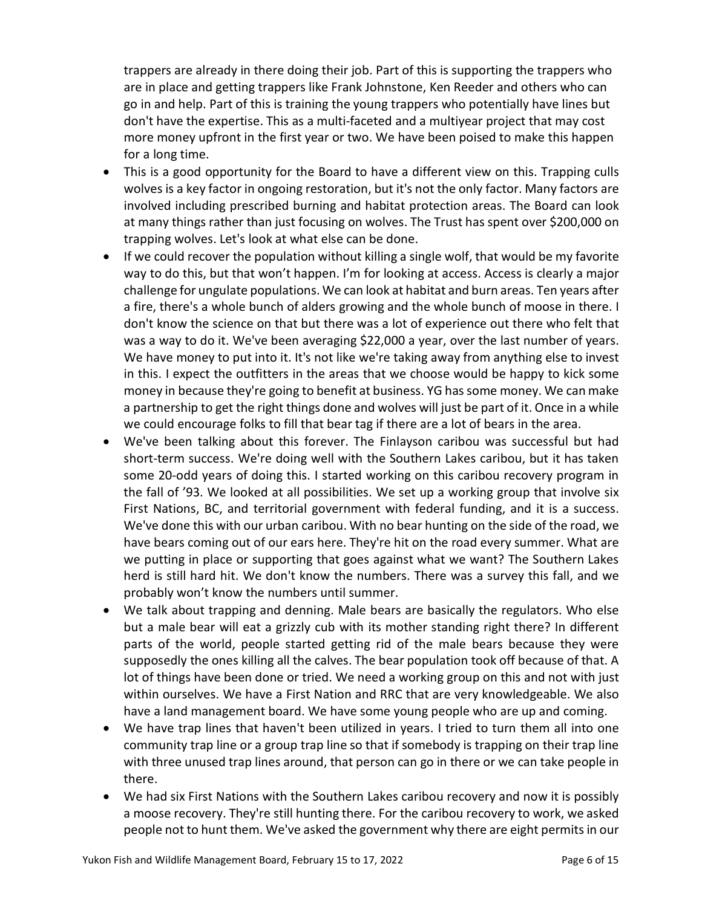trappers are already in there doing their job. Part of this is supporting the trappers who are in place and getting trappers like Frank Johnstone, Ken Reeder and others who can go in and help. Part of this is training the young trappers who potentially have lines but don't have the expertise. This as a multi-faceted and a multiyear project that may cost more money upfront in the first year or two. We have been poised to make this happen for a long time.

- This is a good opportunity for the Board to have a different view on this. Trapping culls wolves is a key factor in ongoing restoration, but it's not the only factor. Many factors are involved including prescribed burning and habitat protection areas. The Board can look at many things rather than just focusing on wolves. The Trust has spent over $200,000 on trapping wolves. Let's look at what else can be done.
- If we could recover the population without killing a single wolf, that would be my favorite way to do this, but that won't happen. I'm for looking at access. Access is clearly a major challenge for ungulate populations. We can look at habitat and burn areas. Ten years after a fire, there's a whole bunch of alders growing and the whole bunch of moose in there. I don't know the science on that but there was a lot of experience out there who felt that was a way to do it. We've been averaging $22,000 a year, over the last number of years. We have money to put into it. It's not like we're taking away from anything else to invest in this. I expect the outfitters in the areas that we choose would be happy to kick some money in because they're going to benefit at business. YG has some money. We can make a partnership to get the right things done and wolves will just be part of it. Once in a while we could encourage folks to fill that bear tag if there are a lot of bears in the area.
- We've been talking about this forever. The Finlayson caribou was successful but had short-term success. We're doing well with the Southern Lakes caribou, but it has taken some 20-odd years of doing this. I started working on this caribou recovery program in the fall of '93. We looked at all possibilities. We set up a working group that involve six First Nations, BC, and territorial government with federal funding, and it is a success. We've done this with our urban caribou. With no bear hunting on the side of the road, we have bears coming out of our ears here. They're hit on the road every summer. What are we putting in place or supporting that goes against what we want? The Southern Lakes herd is still hard hit. We don't know the numbers. There was a survey this fall, and we probably won't know the numbers until summer.
- We talk about trapping and denning. Male bears are basically the regulators. Who else but a male bear will eat a grizzly cub with its mother standing right there? In different parts of the world, people started getting rid of the male bears because they were supposedly the ones killing all the calves. The bear population took off because of that. A lot of things have been done or tried. We need a working group on this and not with just within ourselves. We have a First Nation and RRC that are very knowledgeable. We also have a land management board. We have some young people who are up and coming.
- We have trap lines that haven't been utilized in years. I tried to turn them all into one community trap line or a group trap line so that if somebody is trapping on their trap line with three unused trap lines around, that person can go in there or we can take people in there.
- We had six First Nations with the Southern Lakes caribou recovery and now it is possibly a moose recovery. They're still hunting there. For the caribou recovery to work, we asked people not to hunt them. We've asked the government why there are eight permits in our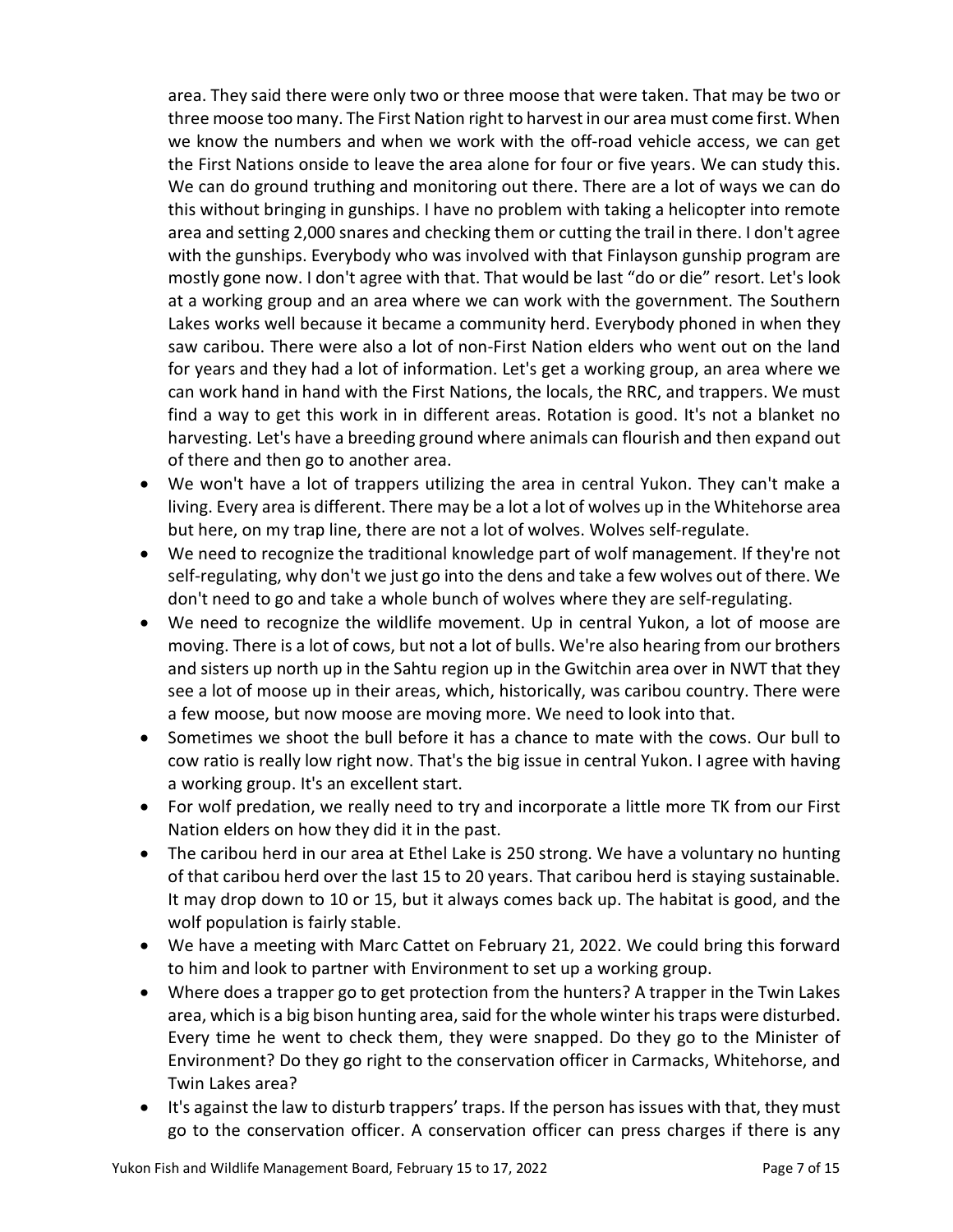area. They said there were only two or three moose that were taken. That may be two or three moose too many. The First Nation right to harvest in our area must come first. When we know the numbers and when we work with the off-road vehicle access, we can get the First Nations onside to leave the area alone for four or five years. We can study this. We can do ground truthing and monitoring out there. There are a lot of ways we can do this without bringing in gunships. I have no problem with taking a helicopter into remote area and setting 2,000 snares and checking them or cutting the trail in there. I don't agree with the gunships. Everybody who was involved with that Finlayson gunship program are mostly gone now. I don't agree with that. That would be last "do or die" resort. Let's look at a working group and an area where we can work with the government. The Southern Lakes works well because it became a community herd. Everybody phoned in when they saw caribou. There were also a lot of non-First Nation elders who went out on the land for years and they had a lot of information. Let's get a working group, an area where we can work hand in hand with the First Nations, the locals, the RRC, and trappers. We must find a way to get this work in in different areas. Rotation is good. It's not a blanket no harvesting. Let's have a breeding ground where animals can flourish and then expand out of there and then go to another area.

- We won't have a lot of trappers utilizing the area in central Yukon. They can't make a living. Every area is different. There may be a lot a lot of wolves up in the Whitehorse area but here, on my trap line, there are not a lot of wolves. Wolves self-regulate.
- We need to recognize the traditional knowledge part of wolf management. If they're not self-regulating, why don't we just go into the dens and take a few wolves out of there. We don't need to go and take a whole bunch of wolves where they are self-regulating.
- We need to recognize the wildlife movement. Up in central Yukon, a lot of moose are moving. There is a lot of cows, but not a lot of bulls. We're also hearing from our brothers and sisters up north up in the Sahtu region up in the Gwitchin area over in NWT that they see a lot of moose up in their areas, which, historically, was caribou country. There were a few moose, but now moose are moving more. We need to look into that.
- Sometimes we shoot the bull before it has a chance to mate with the cows. Our bull to cow ratio is really low right now. That's the big issue in central Yukon. I agree with having a working group. It's an excellent start.
- For wolf predation, we really need to try and incorporate a little more TK from our First Nation elders on how they did it in the past.
- The caribou herd in our area at Ethel Lake is 250 strong. We have a voluntary no hunting of that caribou herd over the last 15 to 20 years. That caribou herd is staying sustainable. It may drop down to 10 or 15, but it always comes back up. The habitat is good, and the wolf population is fairly stable.
- We have a meeting with Marc Cattet on February 21, 2022. We could bring this forward to him and look to partner with Environment to set up a working group.
- Where does a trapper go to get protection from the hunters? A trapper in the Twin Lakes area, which is a big bison hunting area, said for the whole winter his traps were disturbed. Every time he went to check them, they were snapped. Do they go to the Minister of Environment? Do they go right to the conservation officer in Carmacks, Whitehorse, and Twin Lakes area?
- It's against the law to disturb trappers' traps. If the person has issues with that, they must go to the conservation officer. A conservation officer can press charges if there is any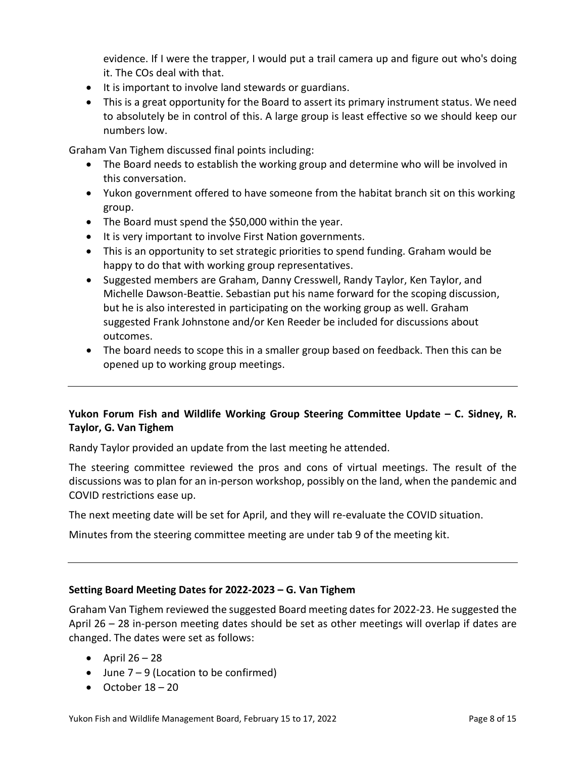evidence. If I were the trapper, I would put a trail camera up and figure out who's doing it. The COs deal with that.

- It is important to involve land stewards or guardians.
- This is a great opportunity for the Board to assert its primary instrument status. We need to absolutely be in control of this. A large group is least effective so we should keep our numbers low.

Graham Van Tighem discussed final points including:

- The Board needs to establish the working group and determine who will be involved in this conversation.
- Yukon government offered to have someone from the habitat branch sit on this working group.
- The Board must spend the $50,000 within the year.
- It is very important to involve First Nation governments.
- This is an opportunity to set strategic priorities to spend funding. Graham would be happy to do that with working group representatives.
- Suggested members are Graham, Danny Cresswell, Randy Taylor, Ken Taylor, and Michelle Dawson-Beattie. Sebastian put his name forward for the scoping discussion, but he is also interested in participating on the working group as well. Graham suggested Frank Johnstone and/or Ken Reeder be included for discussions about outcomes.
- The board needs to scope this in a smaller group based on feedback. Then this can be opened up to working group meetings.

---

**Yukon Forum Fish and Wildlife Working Group Steering Committee Update – C. Sidney, R. Taylor, G. Van Tighem**

Randy Taylor provided an update from the last meeting he attended.

The steering committee reviewed the pros and cons of virtual meetings. The result of the discussions was to plan for an in-person workshop, possibly on the land, when the pandemic and COVID restrictions ease up.

The next meeting date will be set for April, and they will re-evaluate the COVID situation.

Minutes from the steering committee meeting are under tab 9 of the meeting kit.

---

**Setting Board Meeting Dates for 2022-2023 – G. Van Tighem**

Graham Van Tighem reviewed the suggested Board meeting dates for 2022-23. He suggested the April 26 – 28 in-person meeting dates should be set as other meetings will overlap if dates are changed. The dates were set as follows:

- April 26 – 28
- June 7 – 9 (Location to be confirmed)
- October 18 – 20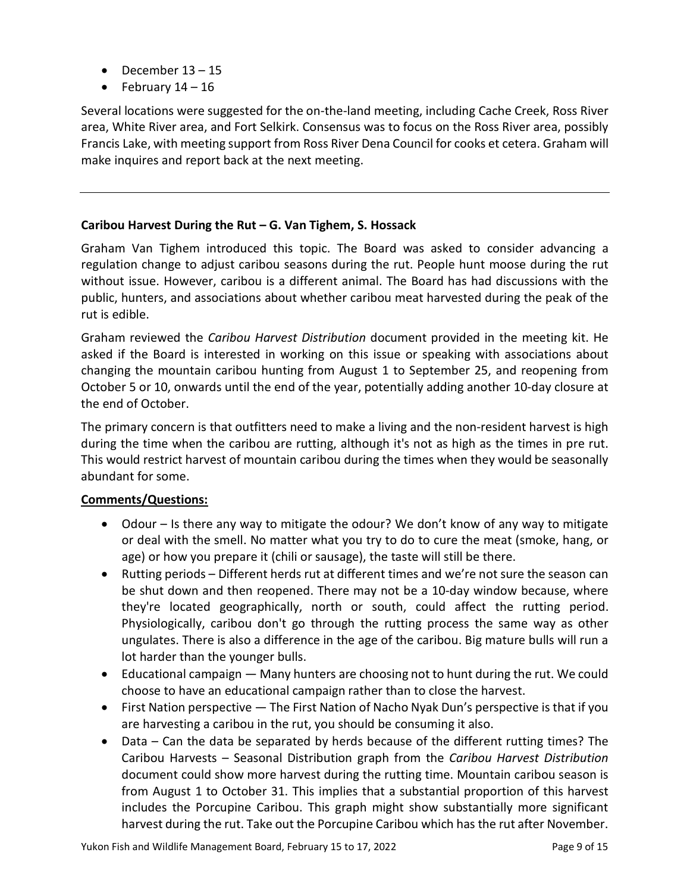- December 13 – 15
- February 14 – 16

Several locations were suggested for the on-the-land meeting, including Cache Creek, Ross River area, White River area, and Fort Selkirk. Consensus was to focus on the Ross River area, possibly Francis Lake, with meeting support from Ross River Dena Council for cooks et cetera. Graham will make inquires and report back at the next meeting.

---

**Caribou Harvest During the Rut – G. Van Tighem, S. Hossack**

Graham Van Tighem introduced this topic. The Board was asked to consider advancing a regulation change to adjust caribou seasons during the rut. People hunt moose during the rut without issue. However, caribou is a different animal. The Board has had discussions with the public, hunters, and associations about whether caribou meat harvested during the peak of the rut is edible.

Graham reviewed the *Caribou Harvest Distribution* document provided in the meeting kit. He asked if the Board is interested in working on this issue or speaking with associations about changing the mountain caribou hunting from August 1 to September 25, and reopening from October 5 or 10, onwards until the end of the year, potentially adding another 10-day closure at the end of October.

The primary concern is that outfitters need to make a living and the non-resident harvest is high during the time when the caribou are rutting, although it's not as high as the times in pre rut. This would restrict harvest of mountain caribou during the times when they would be seasonally abundant for some.

**Comments/Questions:**

- Odour – Is there any way to mitigate the odour? We don't know of any way to mitigate or deal with the smell. No matter what you try to do to cure the meat (smoke, hang, or age) or how you prepare it (chili or sausage), the taste will still be there.
- Rutting periods – Different herds rut at different times and we're not sure the season can be shut down and then reopened. There may not be a 10-day window because, where they're located geographically, north or south, could affect the rutting period. Physiologically, caribou don't go through the rutting process the same way as other ungulates. There is also a difference in the age of the caribou. Big mature bulls will run a lot harder than the younger bulls.
- Educational campaign — Many hunters are choosing not to hunt during the rut. We could choose to have an educational campaign rather than to close the harvest.
- First Nation perspective — The First Nation of Nacho Nyak Dun's perspective is that if you are harvesting a caribou in the rut, you should be consuming it also.
- Data – Can the data be separated by herds because of the different rutting times? The Caribou Harvests – Seasonal Distribution graph from the *Caribou Harvest Distribution* document could show more harvest during the rutting time. Mountain caribou season is from August 1 to October 31. This implies that a substantial proportion of this harvest includes the Porcupine Caribou. This graph might show substantially more significant harvest during the rut. Take out the Porcupine Caribou which has the rut after November.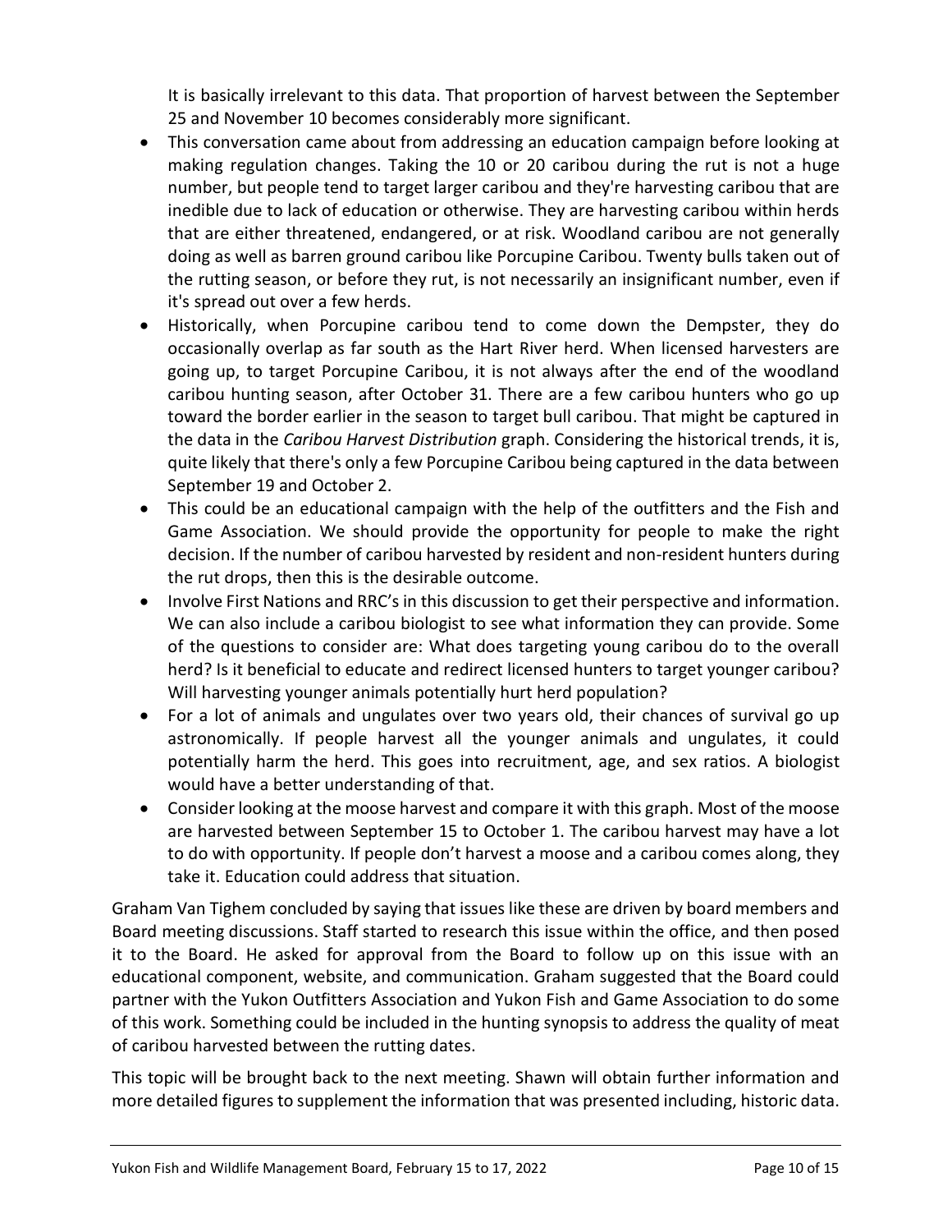It is basically irrelevant to this data. That proportion of harvest between the September 25 and November 10 becomes considerably more significant.

- This conversation came about from addressing an education campaign before looking at making regulation changes. Taking the 10 or 20 caribou during the rut is not a huge number, but people tend to target larger caribou and they're harvesting caribou that are inedible due to lack of education or otherwise. They are harvesting caribou within herds that are either threatened, endangered, or at risk. Woodland caribou are not generally doing as well as barren ground caribou like Porcupine Caribou. Twenty bulls taken out of the rutting season, or before they rut, is not necessarily an insignificant number, even if it's spread out over a few herds.
- Historically, when Porcupine caribou tend to come down the Dempster, they do occasionally overlap as far south as the Hart River herd. When licensed harvesters are going up, to target Porcupine Caribou, it is not always after the end of the woodland caribou hunting season, after October 31. There are a few caribou hunters who go up toward the border earlier in the season to target bull caribou. That might be captured in the data in the *Caribou Harvest Distribution* graph. Considering the historical trends, it is, quite likely that there's only a few Porcupine Caribou being captured in the data between September 19 and October 2.
- This could be an educational campaign with the help of the outfitters and the Fish and Game Association. We should provide the opportunity for people to make the right decision. If the number of caribou harvested by resident and non-resident hunters during the rut drops, then this is the desirable outcome.
- Involve First Nations and RRC's in this discussion to get their perspective and information. We can also include a caribou biologist to see what information they can provide. Some of the questions to consider are: What does targeting young caribou do to the overall herd? Is it beneficial to educate and redirect licensed hunters to target younger caribou? Will harvesting younger animals potentially hurt herd population?
- For a lot of animals and ungulates over two years old, their chances of survival go up astronomically. If people harvest all the younger animals and ungulates, it could potentially harm the herd. This goes into recruitment, age, and sex ratios. A biologist would have a better understanding of that.
- Consider looking at the moose harvest and compare it with this graph. Most of the moose are harvested between September 15 to October 1. The caribou harvest may have a lot to do with opportunity. If people don't harvest a moose and a caribou comes along, they take it. Education could address that situation.

Graham Van Tighem concluded by saying that issues like these are driven by board members and Board meeting discussions. Staff started to research this issue within the office, and then posed it to the Board. He asked for approval from the Board to follow up on this issue with an educational component, website, and communication. Graham suggested that the Board could partner with the Yukon Outfitters Association and Yukon Fish and Game Association to do some of this work. Something could be included in the hunting synopsis to address the quality of meat of caribou harvested between the rutting dates.

This topic will be brought back to the next meeting. Shawn will obtain further information and more detailed figures to supplement the information that was presented including, historic data.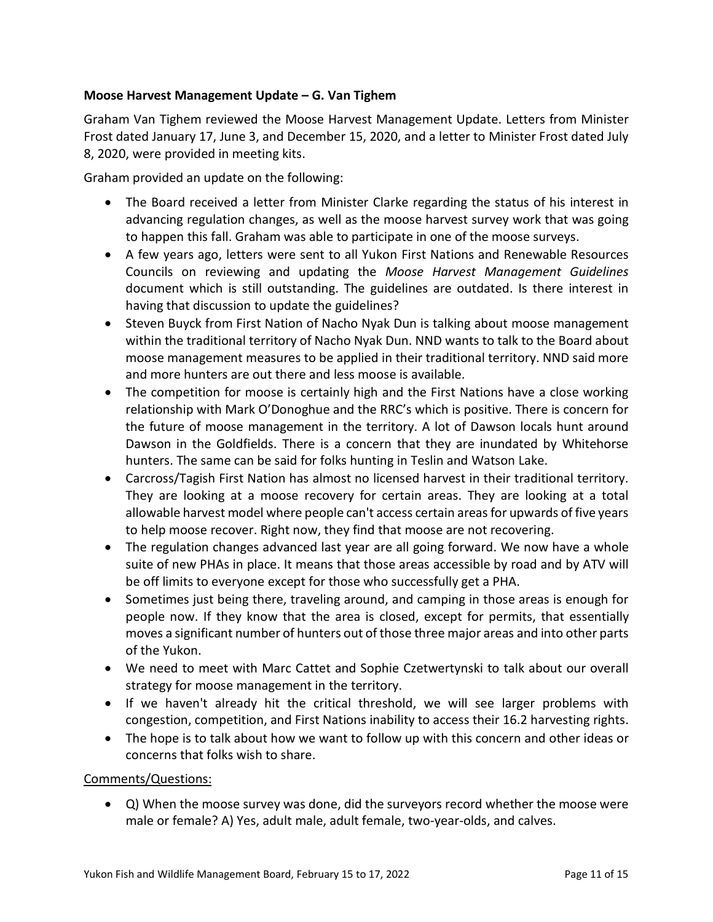**Moose Harvest Management Update – G. Van Tighem**

Graham Van Tighem reviewed the Moose Harvest Management Update. Letters from Minister Frost dated January 17, June 3, and December 15, 2020, and a letter to Minister Frost dated July 8, 2020, were provided in meeting kits.

Graham provided an update on the following:

- The Board received a letter from Minister Clarke regarding the status of his interest in advancing regulation changes, as well as the moose harvest survey work that was going to happen this fall. Graham was able to participate in one of the moose surveys.
- A few years ago, letters were sent to all Yukon First Nations and Renewable Resources Councils on reviewing and updating the *Moose Harvest Management Guidelines* document which is still outstanding. The guidelines are outdated. Is there interest in having that discussion to update the guidelines?
- Steven Buyck from First Nation of Nacho Nyak Dun is talking about moose management within the traditional territory of Nacho Nyak Dun. NND wants to talk to the Board about moose management measures to be applied in their traditional territory. NND said more and more hunters are out there and less moose is available.
- The competition for moose is certainly high and the First Nations have a close working relationship with Mark O'Donoghue and the RRC's which is positive. There is concern for the future of moose management in the territory. A lot of Dawson locals hunt around Dawson in the Goldfields. There is a concern that they are inundated by Whitehorse hunters. The same can be said for folks hunting in Teslin and Watson Lake.
- Carcross/Tagish First Nation has almost no licensed harvest in their traditional territory. They are looking at a moose recovery for certain areas. They are looking at a total allowable harvest model where people can't access certain areas for upwards of five years to help moose recover. Right now, they find that moose are not recovering.
- The regulation changes advanced last year are all going forward. We now have a whole suite of new PHAs in place. It means that those areas accessible by road and by ATV will be off limits to everyone except for those who successfully get a PHA.
- Sometimes just being there, traveling around, and camping in those areas is enough for people now. If they know that the area is closed, except for permits, that essentially moves a significant number of hunters out of those three major areas and into other parts of the Yukon.
- We need to meet with Marc Cattet and Sophie Czetwertynski to talk about our overall strategy for moose management in the territory.
- If we haven't already hit the critical threshold, we will see larger problems with congestion, competition, and First Nations inability to access their 16.2 harvesting rights.
- The hope is to talk about how we want to follow up with this concern and other ideas or concerns that folks wish to share.

Comments/Questions:

- Q) When the moose survey was done, did the surveyors record whether the moose were male or female? A) Yes, adult male, adult female, two-year-olds, and calves.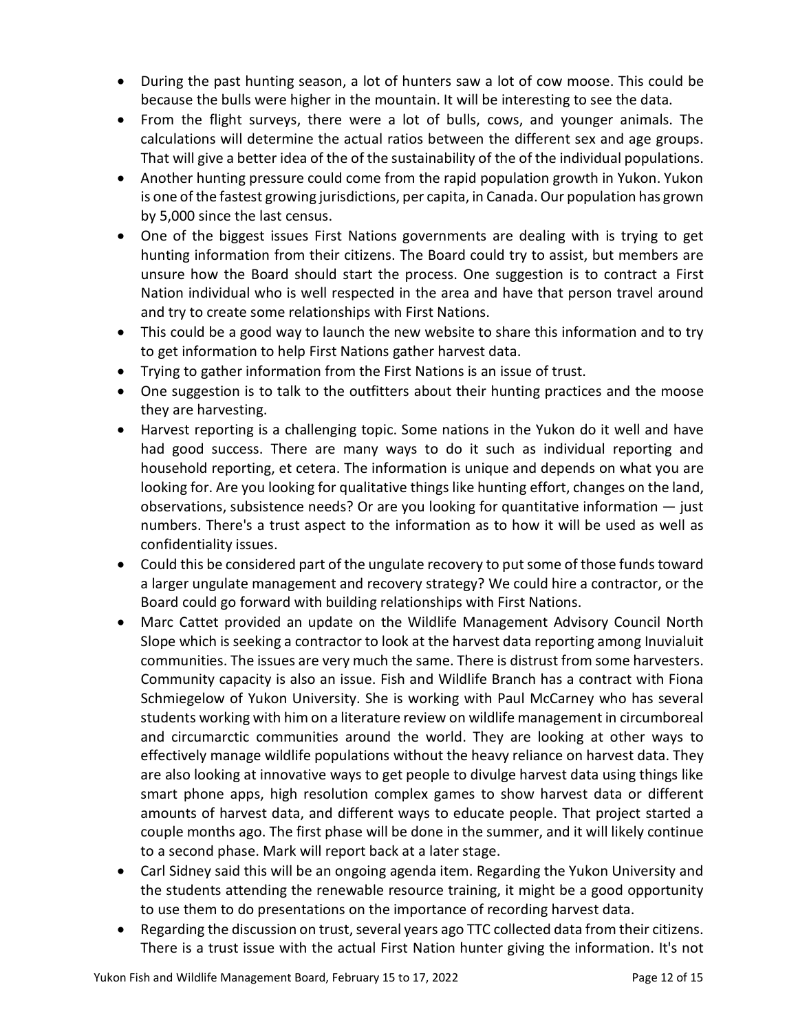- During the past hunting season, a lot of hunters saw a lot of cow moose. This could be because the bulls were higher in the mountain. It will be interesting to see the data.
- From the flight surveys, there were a lot of bulls, cows, and younger animals. The calculations will determine the actual ratios between the different sex and age groups. That will give a better idea of the of the sustainability of the of the individual populations.
- Another hunting pressure could come from the rapid population growth in Yukon. Yukon is one of the fastest growing jurisdictions, per capita, in Canada. Our population has grown by 5,000 since the last census.
- One of the biggest issues First Nations governments are dealing with is trying to get hunting information from their citizens. The Board could try to assist, but members are unsure how the Board should start the process. One suggestion is to contract a First Nation individual who is well respected in the area and have that person travel around and try to create some relationships with First Nations.
- This could be a good way to launch the new website to share this information and to try to get information to help First Nations gather harvest data.
- Trying to gather information from the First Nations is an issue of trust.
- One suggestion is to talk to the outfitters about their hunting practices and the moose they are harvesting.
- Harvest reporting is a challenging topic. Some nations in the Yukon do it well and have had good success. There are many ways to do it such as individual reporting and household reporting, et cetera. The information is unique and depends on what you are looking for. Are you looking for qualitative things like hunting effort, changes on the land, observations, subsistence needs? Or are you looking for quantitative information — just numbers. There's a trust aspect to the information as to how it will be used as well as confidentiality issues.
- Could this be considered part of the ungulate recovery to put some of those funds toward a larger ungulate management and recovery strategy? We could hire a contractor, or the Board could go forward with building relationships with First Nations.
- Marc Cattet provided an update on the Wildlife Management Advisory Council North Slope which is seeking a contractor to look at the harvest data reporting among Inuvialuit communities. The issues are very much the same. There is distrust from some harvesters. Community capacity is also an issue. Fish and Wildlife Branch has a contract with Fiona Schmiegelow of Yukon University. She is working with Paul McCarney who has several students working with him on a literature review on wildlife management in circumboreal and circumarctic communities around the world. They are looking at other ways to effectively manage wildlife populations without the heavy reliance on harvest data. They are also looking at innovative ways to get people to divulge harvest data using things like smart phone apps, high resolution complex games to show harvest data or different amounts of harvest data, and different ways to educate people. That project started a couple months ago. The first phase will be done in the summer, and it will likely continue to a second phase. Mark will report back at a later stage.
- Carl Sidney said this will be an ongoing agenda item. Regarding the Yukon University and the students attending the renewable resource training, it might be a good opportunity to use them to do presentations on the importance of recording harvest data.
- Regarding the discussion on trust, several years ago TTC collected data from their citizens. There is a trust issue with the actual First Nation hunter giving the information. It's not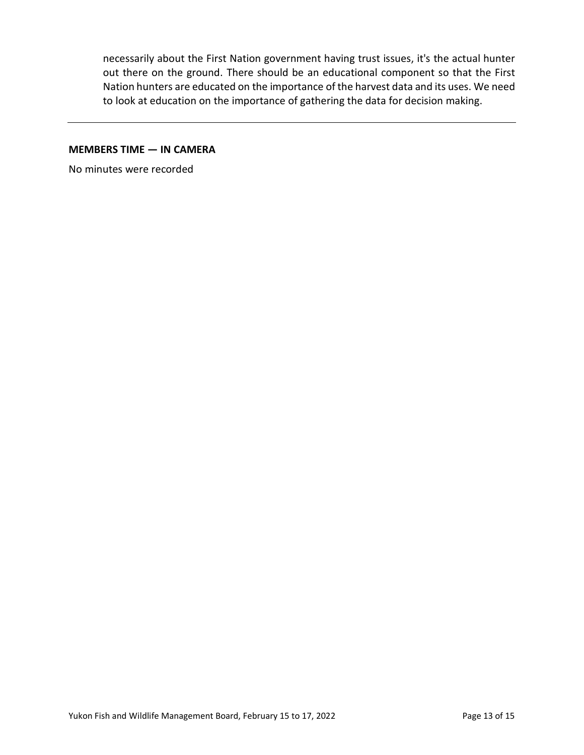necessarily about the First Nation government having trust issues, it's the actual hunter out there on the ground. There should be an educational component so that the First Nation hunters are educated on the importance of the harvest data and its uses. We need to look at education on the importance of gathering the data for decision making.

---

**MEMBERS TIME — IN CAMERA**

No minutes were recorded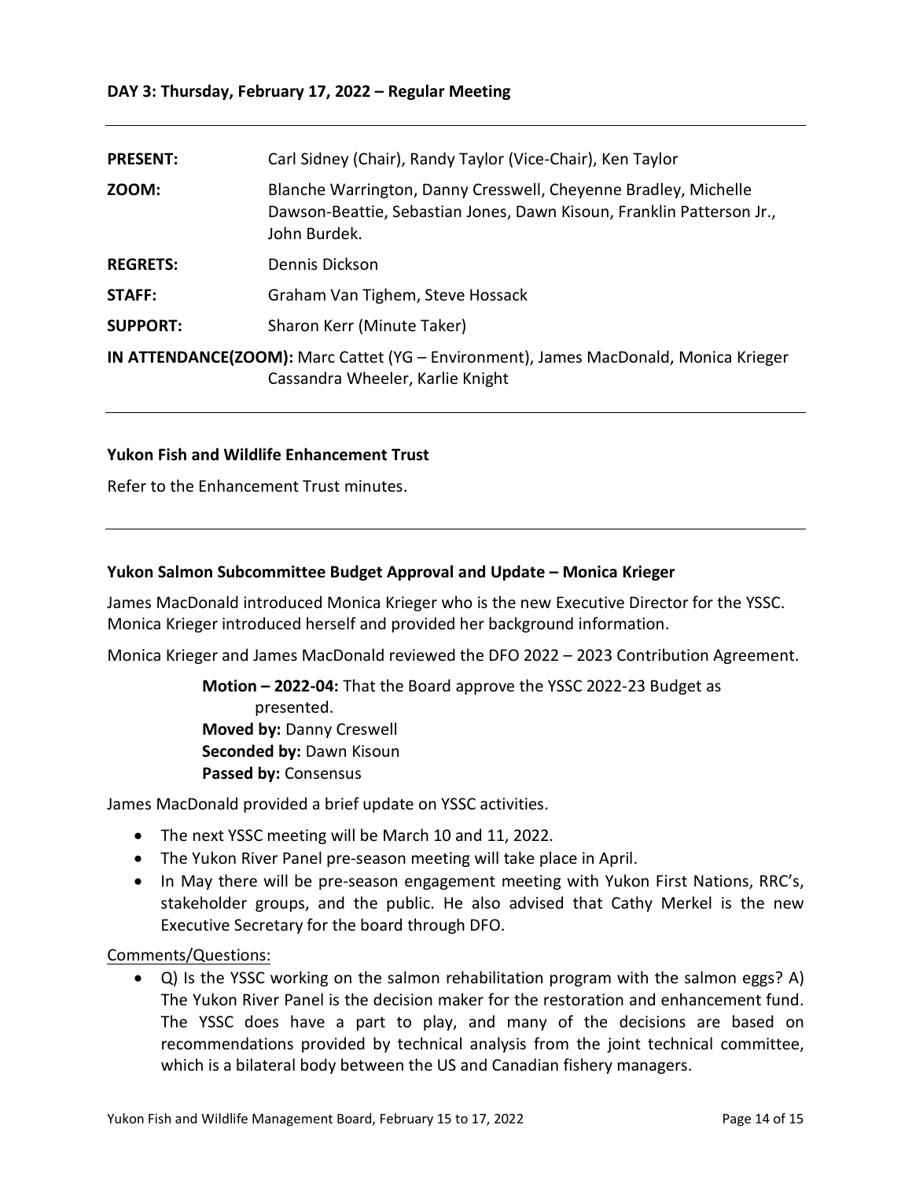**DAY 3: Thursday, February 17, 2022 – Regular Meeting**

---

**PRESENT:** Carl Sidney (Chair), Randy Taylor (Vice-Chair), Ken Taylor

**ZOOM:** Blanche Warrington, Danny Cresswell, Cheyenne Bradley, Michelle Dawson-Beattie, Sebastian Jones, Dawn Kisoun, Franklin Patterson Jr., John Burdek.

**REGRETS:** Dennis Dickson

**STAFF:** Graham Van Tighem, Steve Hossack

**SUPPORT:** Sharon Kerr (Minute Taker)

**IN ATTENDANCE(ZOOM):** Marc Cattet (YG – Environment), James MacDonald, Monica Krieger Cassandra Wheeler, Karlie Knight

---

**Yukon Fish and Wildlife Enhancement Trust**

Refer to the Enhancement Trust minutes.

---

**Yukon Salmon Subcommittee Budget Approval and Update – Monica Krieger**

James MacDonald introduced Monica Krieger who is the new Executive Director for the YSSC. Monica Krieger introduced herself and provided her background information.

Monica Krieger and James MacDonald reviewed the DFO 2022 – 2023 Contribution Agreement.

> **Motion – 2022-04:** That the Board approve the YSSC 2022-23 Budget as presented.
> **Moved by:** Danny Creswell
> **Seconded by:** Dawn Kisoun
> **Passed by:** Consensus

James MacDonald provided a brief update on YSSC activities.

- The next YSSC meeting will be March 10 and 11, 2022.
- The Yukon River Panel pre-season meeting will take place in April.
- In May there will be pre-season engagement meeting with Yukon First Nations, RRC's, stakeholder groups, and the public. He also advised that Cathy Merkel is the new Executive Secretary for the board through DFO.

Comments/Questions:

- Q) Is the YSSC working on the salmon rehabilitation program with the salmon eggs? A) The Yukon River Panel is the decision maker for the restoration and enhancement fund. The YSSC does have a part to play, and many of the decisions are based on recommendations provided by technical analysis from the joint technical committee, which is a bilateral body between the US and Canadian fishery managers.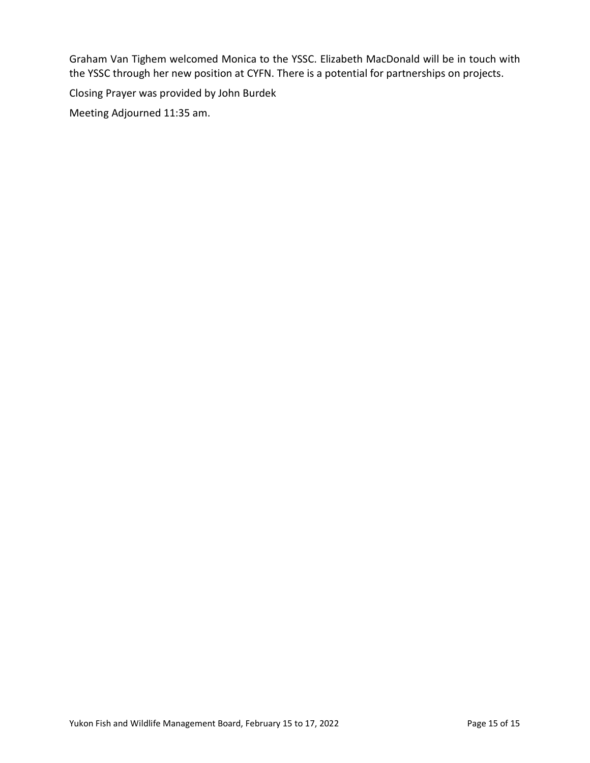Graham Van Tighem welcomed Monica to the YSSC. Elizabeth MacDonald will be in touch with the YSSC through her new position at CYFN. There is a potential for partnerships on projects.

Closing Prayer was provided by John Burdek

Meeting Adjourned 11:35 am.